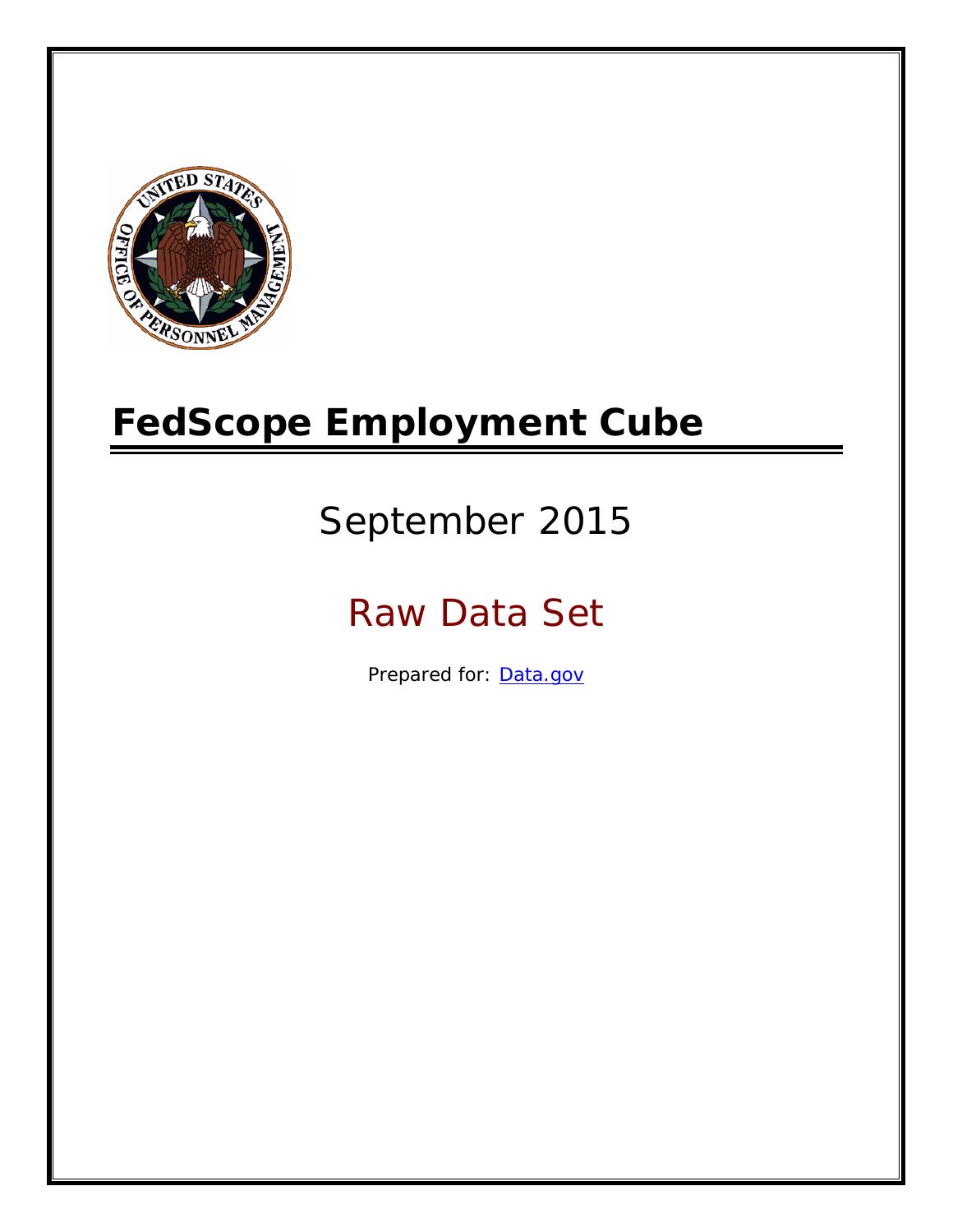# FedScope Employment Cube

## September 2015

## Raw Data Set

Prepared for: [Data.gov](Data.gov)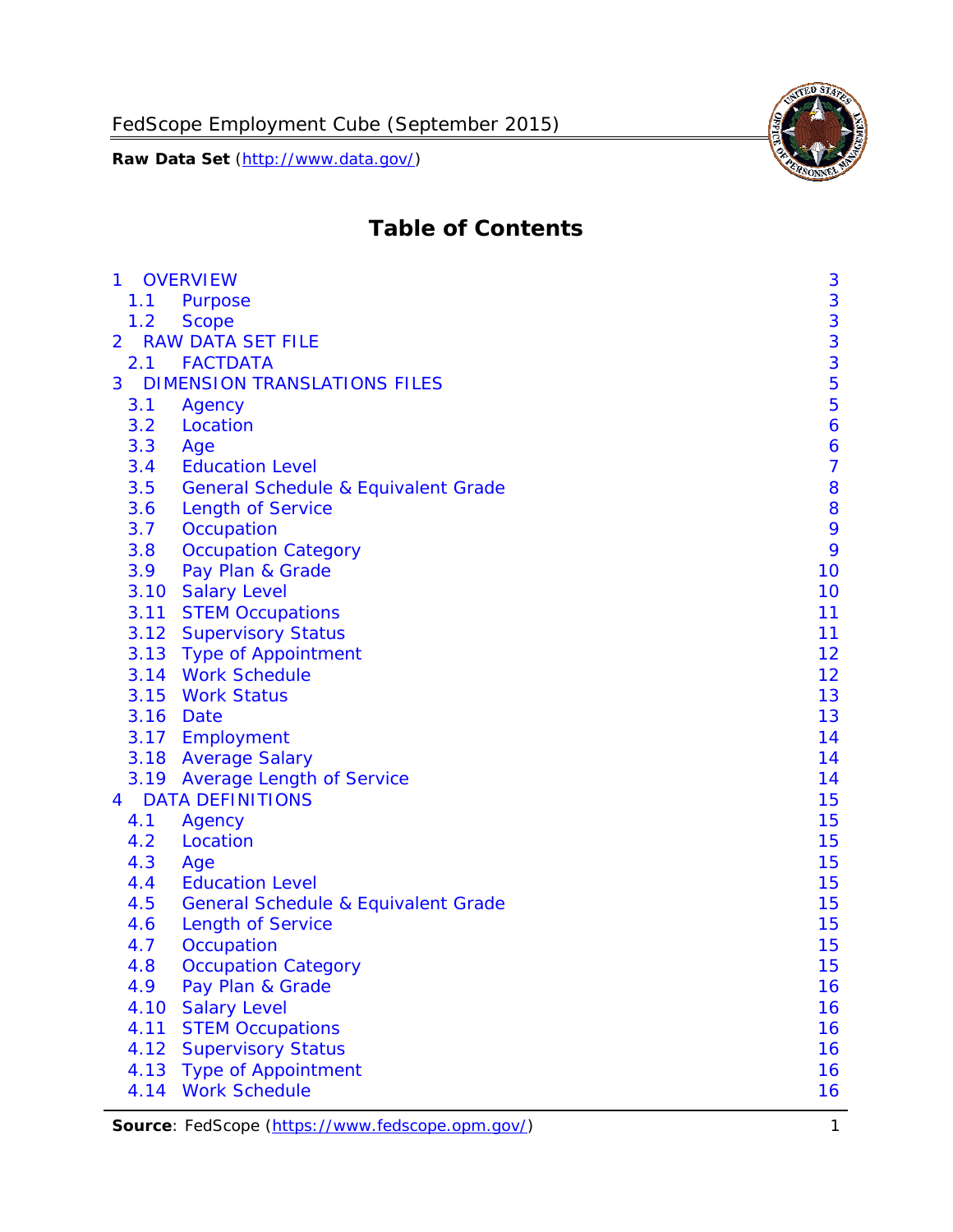# Table of Contents

- 1 OVERVIEW 3
  - 1.1 Purpose 3
  - 1.2 Scope 3
- 2 RAW DATA SET FILE 3
  - 2.1 FACTDATA 3
- 3 DIMENSION TRANSLATIONS FILES 5
  - 3.1 Agency 5
  - 3.2 Location 6
  - 3.3 Age 6
  - 3.4 Education Level 7
  - 3.5 General Schedule & Equivalent Grade 8
  - 3.6 Length of Service 8
  - 3.7 Occupation 9
  - 3.8 Occupation Category 9
  - 3.9 Pay Plan & Grade 10
  - 3.10 Salary Level 10
  - 3.11 STEM Occupations 11
  - 3.12 Supervisory Status 11
  - 3.13 Type of Appointment 12
  - 3.14 Work Schedule 12
  - 3.15 Work Status 13
  - 3.16 Date 13
  - 3.17 Employment 14
  - 3.18 Average Salary 14
  - 3.19 Average Length of Service 14
- 4 DATA DEFINITIONS 15
  - 4.1 Agency 15
  - 4.2 Location 15
  - 4.3 Age 15
  - 4.4 Education Level 15
  - 4.5 General Schedule & Equivalent Grade 15
  - 4.6 Length of Service 15
  - 4.7 Occupation 15
  - 4.8 Occupation Category 15
  - 4.9 Pay Plan & Grade 16
  - 4.10 Salary Level 16
  - 4.11 STEM Occupations 16
  - 4.12 Supervisory Status 16
  - 4.13 Type of Appointment 16
  - 4.14 Work Schedule 16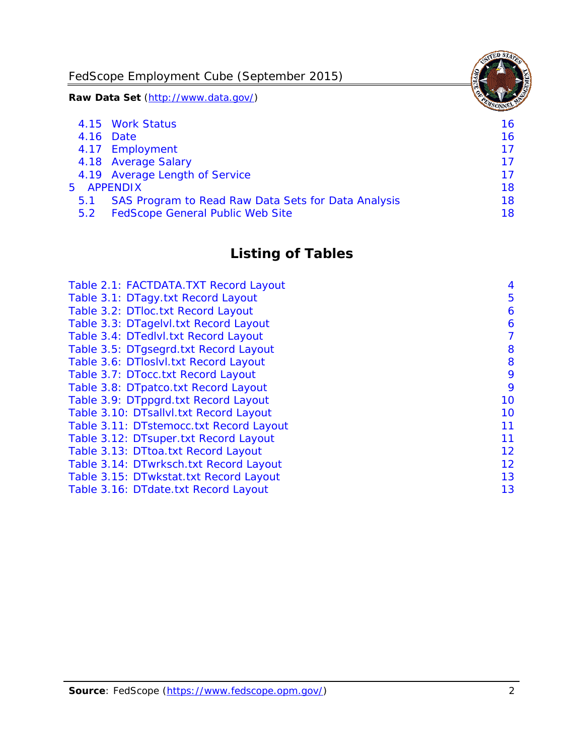| | | |
|---|---|---|
| 4.15 | Work Status | 16 |
| 4.16 | Date | 16 |
| 4.17 | Employment | 17 |
| 4.18 | Average Salary | 17 |
| 4.19 | Average Length of Service | 17 |
| 5 | APPENDIX | 18 |
| 5.1 | SAS Program to Read Raw Data Sets for Data Analysis | 18 |
| 5.2 | FedScope General Public Web Site | 18 |

## Listing of Tables

| | |
|---|---|
| Table 2.1: FACTDATA.TXT Record Layout | 4 |
| Table 3.1: DTagy.txt Record Layout | 5 |
| Table 3.2: DTloc.txt Record Layout | 6 |
| Table 3.3: DTagelvl.txt Record Layout | 6 |
| Table 3.4: DTedlvl.txt Record Layout | 7 |
| Table 3.5: DTgsegrd.txt Record Layout | 8 |
| Table 3.6: DTloslvl.txt Record Layout | 8 |
| Table 3.7: DTocc.txt Record Layout | 9 |
| Table 3.8: DTpatco.txt Record Layout | 9 |
| Table 3.9: DTppgrd.txt Record Layout | 10 |
| Table 3.10: DTsallvl.txt Record Layout | 10 |
| Table 3.11: DTstemocc.txt Record Layout | 11 |
| Table 3.12: DTsuper.txt Record Layout | 11 |
| Table 3.13: DTtoa.txt Record Layout | 12 |
| Table 3.14: DTwrksch.txt Record Layout | 12 |
| Table 3.15: DTwkstat.txt Record Layout | 13 |
| Table 3.16: DTdate.txt Record Layout | 13 |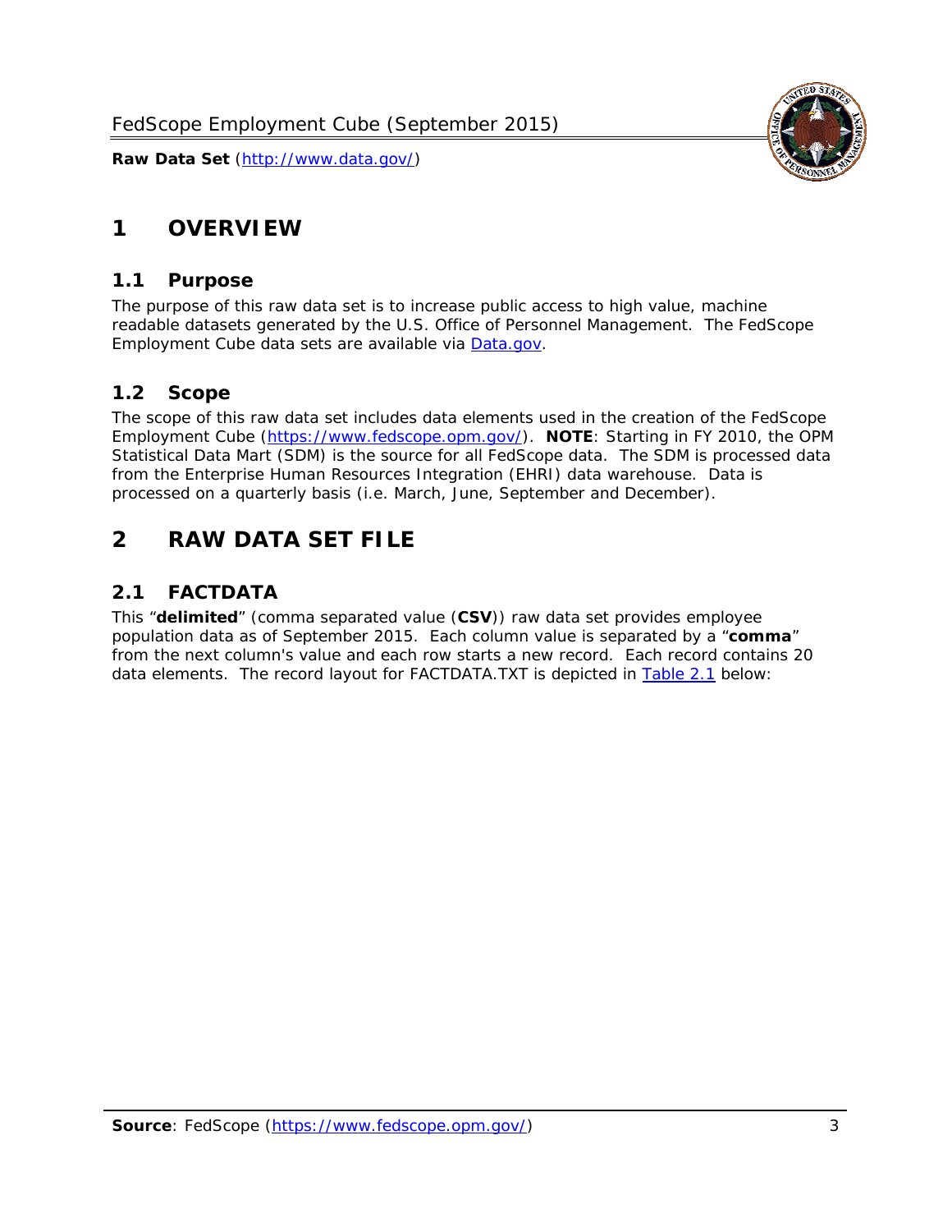# 1 OVERVIEW

## 1.1 Purpose

The purpose of this raw data set is to increase public access to high value, machine readable datasets generated by the U.S. Office of Personnel Management. The FedScope Employment Cube data sets are available via [Data.gov](http://www.data.gov/).

## 1.2 Scope

The scope of this raw data set includes data elements used in the creation of the FedScope Employment Cube ([https://www.fedscope.opm.gov/](https://www.fedscope.opm.gov/)). **NOTE**: Starting in FY 2010, the OPM Statistical Data Mart (SDM) is the source for all FedScope data. The SDM is processed data from the Enterprise Human Resources Integration (EHRI) data warehouse. Data is processed on a quarterly basis (i.e. March, June, September and December).

# 2 RAW DATA SET FILE

## 2.1 FACTDATA

This "**delimited**" (comma separated value (**CSV**)) raw data set provides employee population data as of September 2015. Each column value is separated by a "**comma**" from the next column's value and each row starts a new record. Each record contains 20 data elements. The record layout for FACTDATA.TXT is depicted in Table 2.1 below: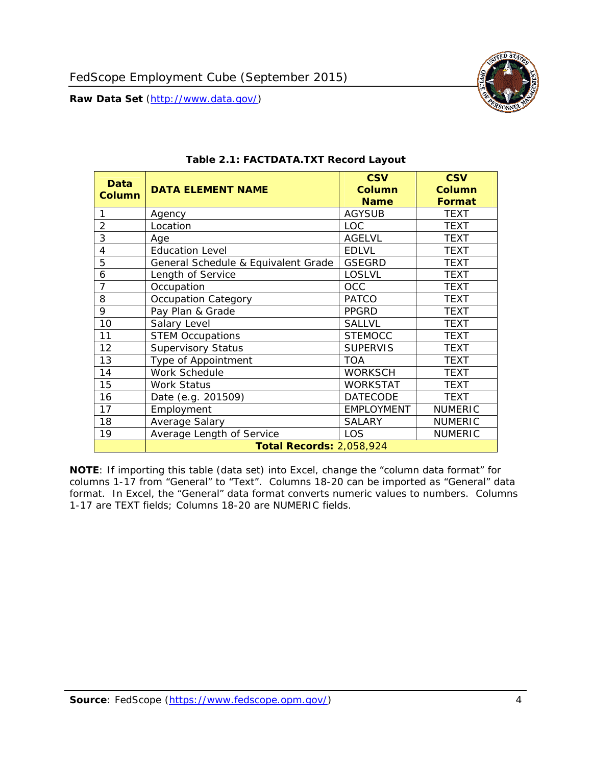### Table 2.1: FACTDATA.TXT Record Layout

| Data Column | DATA ELEMENT NAME | CSV Column Name | CSV Column Format |
|---|---|---|---|
| 1 | Agency | AGYSUB | TEXT |
| 2 | Location | LOC | TEXT |
| 3 | Age | AGELVL | TEXT |
| 4 | Education Level | EDLVL | TEXT |
| 5 | General Schedule & Equivalent Grade | GSEGRD | TEXT |
| 6 | Length of Service | LOSLVL | TEXT |
| 7 | Occupation | OCC | TEXT |
| 8 | Occupation Category | PATCO | TEXT |
| 9 | Pay Plan & Grade | PPGRD | TEXT |
| 10 | Salary Level | SALLVL | TEXT |
| 11 | STEM Occupations | STEMOCC | TEXT |
| 12 | Supervisory Status | SUPERVIS | TEXT |
| 13 | Type of Appointment | TOA | TEXT |
| 14 | Work Schedule | WORKSCH | TEXT |
| 15 | Work Status | WORKSTAT | TEXT |
| 16 | Date (e.g. 201509) | DATECODE | TEXT |
| 17 | Employment | EMPLOYMENT | NUMERIC |
| 18 | Average Salary | SALARY | NUMERIC |
| 19 | Average Length of Service | LOS | NUMERIC |
| | **Total Records:** 2,058,924 | | |

**NOTE**: If importing this table (data set) into Excel, change the "column data format" for columns 1-17 from "General" to "Text". Columns 18-20 can be imported as "General" data format. In Excel, the "General" data format converts numeric values to numbers. Columns 1-17 are TEXT fields; Columns 18-20 are NUMERIC fields.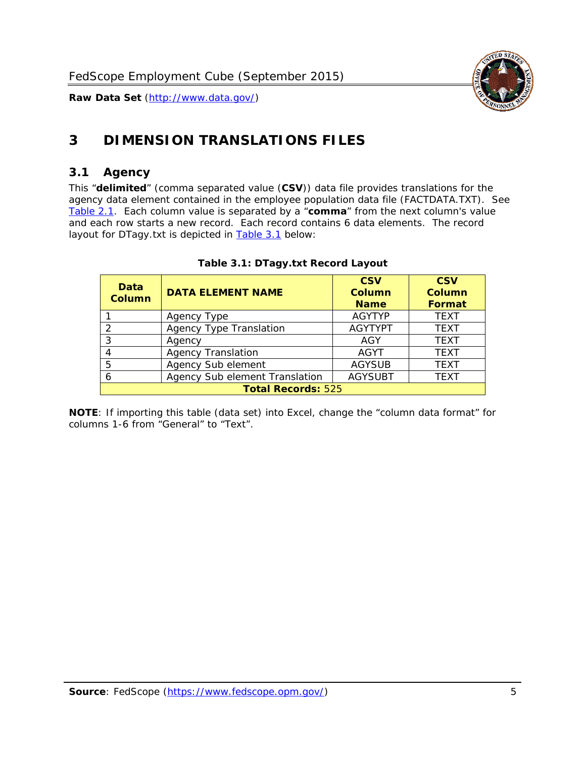# 3 DIMENSION TRANSLATIONS FILES

## 3.1 Agency

This "**delimited**" (comma separated value (**CSV**)) data file provides translations for the agency data element contained in the employee population data file (FACTDATA.TXT). See Table 2.1. Each column value is separated by a "**comma**" from the next column's value and each row starts a new record. Each record contains 6 data elements. The record layout for DTagy.txt is depicted in Table 3.1 below:

**Table 3.1: DTagy.txt Record Layout**

| Data Column | DATA ELEMENT NAME | CSV Column Name | CSV Column Format |
|---|---|---|---|
| 1 | Agency Type | AGYTYP | TEXT |
| 2 | Agency Type Translation | AGYTYPT | TEXT |
| 3 | Agency | AGY | TEXT |
| 4 | Agency Translation | AGYT | TEXT |
| 5 | Agency Sub element | AGYSUB | TEXT |
| 6 | Agency Sub element Translation | AGYSUBT | TEXT |
| **Total Records:** 525 | | | |

**NOTE**: If importing this table (data set) into Excel, change the "column data format" for columns 1-6 from "General" to "Text".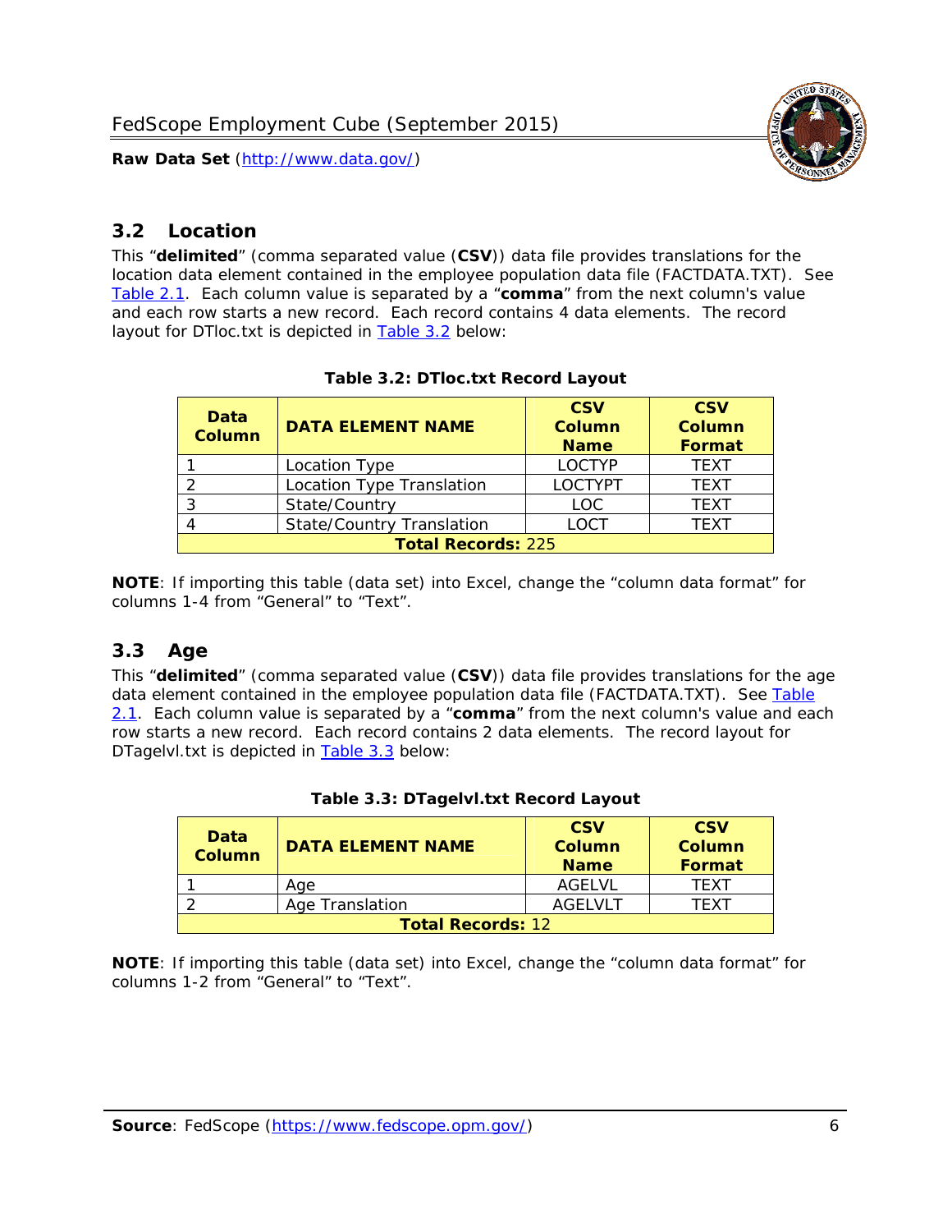## 3.2 Location

This “**delimited**” (comma separated value (**CSV**)) data file provides translations for the location data element contained in the employee population data file (FACTDATA.TXT). See Table 2.1. Each column value is separated by a “**comma**” from the next column's value and each row starts a new record. Each record contains 4 data elements. The record layout for DTloc.txt is depicted in Table 3.2 below:

**Table 3.2: DTloc.txt Record Layout**

| Data Column | DATA ELEMENT NAME | CSV Column Name | CSV Column Format |
|---|---|---|---|
| 1 | Location Type | LOCTYP | TEXT |
| 2 | Location Type Translation | LOCTYPT | TEXT |
| 3 | State/Country | LOC | TEXT |
| 4 | State/Country Translation | LOCT | TEXT |
| **Total Records:** 225 | | | |

**NOTE**: If importing this table (data set) into Excel, change the “column data format” for columns 1-4 from “General” to “Text”.

## 3.3 Age

This “**delimited**” (comma separated value (**CSV**)) data file provides translations for the age data element contained in the employee population data file (FACTDATA.TXT). See Table 2.1. Each column value is separated by a “**comma**” from the next column's value and each row starts a new record. Each record contains 2 data elements. The record layout for DTagelvl.txt is depicted in Table 3.3 below:

**Table 3.3: DTagelvl.txt Record Layout**

| Data Column | DATA ELEMENT NAME | CSV Column Name | CSV Column Format |
|---|---|---|---|
| 1 | Age | AGELVL | TEXT |
| 2 | Age Translation | AGELVLT | TEXT |
| **Total Records:** 12 | | | |

**NOTE**: If importing this table (data set) into Excel, change the “column data format” for columns 1-2 from “General” to “Text”.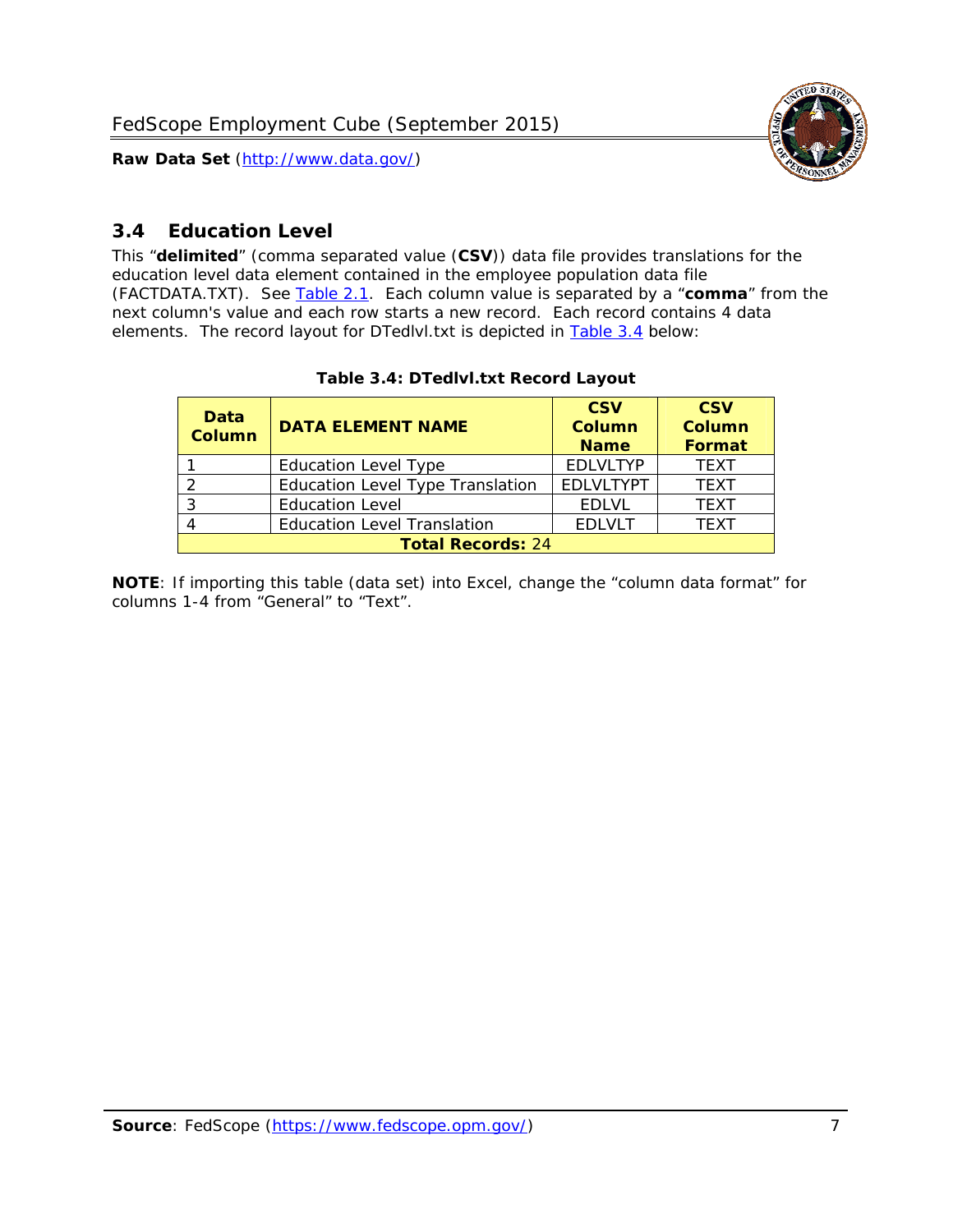## 3.4 Education Level

This "**delimited**" (comma separated value (**CSV**)) data file provides translations for the education level data element contained in the employee population data file (FACTDATA.TXT). See Table 2.1. Each column value is separated by a "**comma**" from the next column's value and each row starts a new record. Each record contains 4 data elements. The record layout for DTedlvl.txt is depicted in Table 3.4 below:

**Table 3.4: DTedlvl.txt Record Layout**

| Data Column | DATA ELEMENT NAME | CSV Column Name | CSV Column Format |
|---|---|---|---|
| 1 | Education Level Type | EDLVLTYP | TEXT |
| 2 | Education Level Type Translation | EDLVLTYPT | TEXT |
| 3 | Education Level | EDLVL | TEXT |
| 4 | Education Level Translation | EDLVLT | TEXT |
| **Total Records:** 24 | | | |

**NOTE**: If importing this table (data set) into Excel, change the "column data format" for columns 1-4 from "General" to "Text".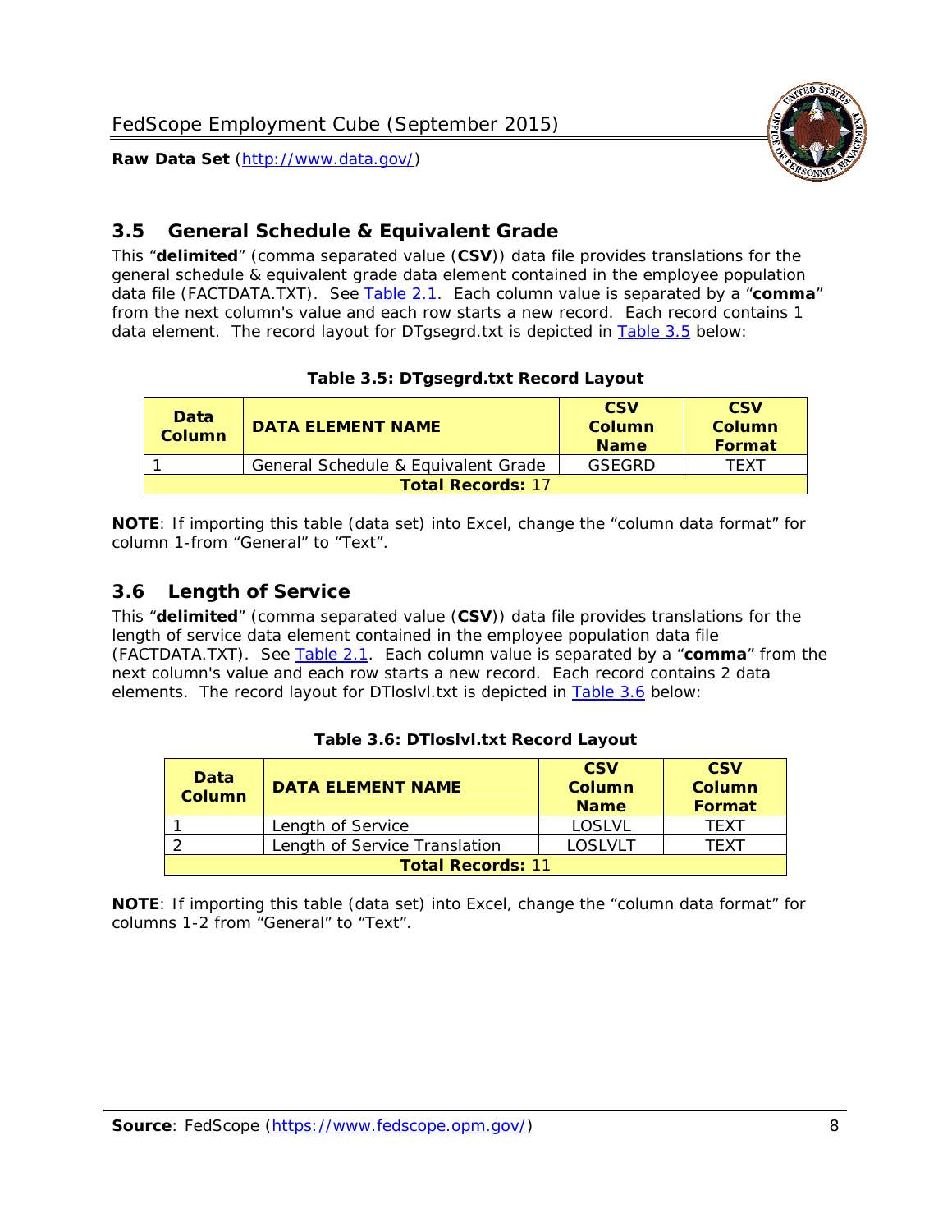## 3.5 General Schedule & Equivalent Grade

This "**delimited**" (comma separated value (**CSV**)) data file provides translations for the general schedule & equivalent grade data element contained in the employee population data file (FACTDATA.TXT). See Table 2.1. Each column value is separated by a "**comma**" from the next column's value and each row starts a new record. Each record contains 1 data element. The record layout for DTgsegrd.txt is depicted in Table 3.5 below:

**Table 3.5: DTgsegrd.txt Record Layout**

| Data Column | DATA ELEMENT NAME | CSV Column Name | CSV Column Format |
|---|---|---|---|
| 1 | General Schedule & Equivalent Grade | GSEGRD | TEXT |
| **Total Records:** 17 | | | |

**NOTE**: If importing this table (data set) into Excel, change the "column data format" for column 1-from "General" to "Text".

## 3.6 Length of Service

This "**delimited**" (comma separated value (**CSV**)) data file provides translations for the length of service data element contained in the employee population data file (FACTDATA.TXT). See Table 2.1. Each column value is separated by a "**comma**" from the next column's value and each row starts a new record. Each record contains 2 data elements. The record layout for DTloslvl.txt is depicted in Table 3.6 below:

**Table 3.6: DTloslvl.txt Record Layout**

| Data Column | DATA ELEMENT NAME | CSV Column Name | CSV Column Format |
|---|---|---|---|
| 1 | Length of Service | LOSLVL | TEXT |
| 2 | Length of Service Translation | LOSLVLT | TEXT |
| **Total Records:** 11 | | | |

**NOTE**: If importing this table (data set) into Excel, change the "column data format" for columns 1-2 from "General" to "Text".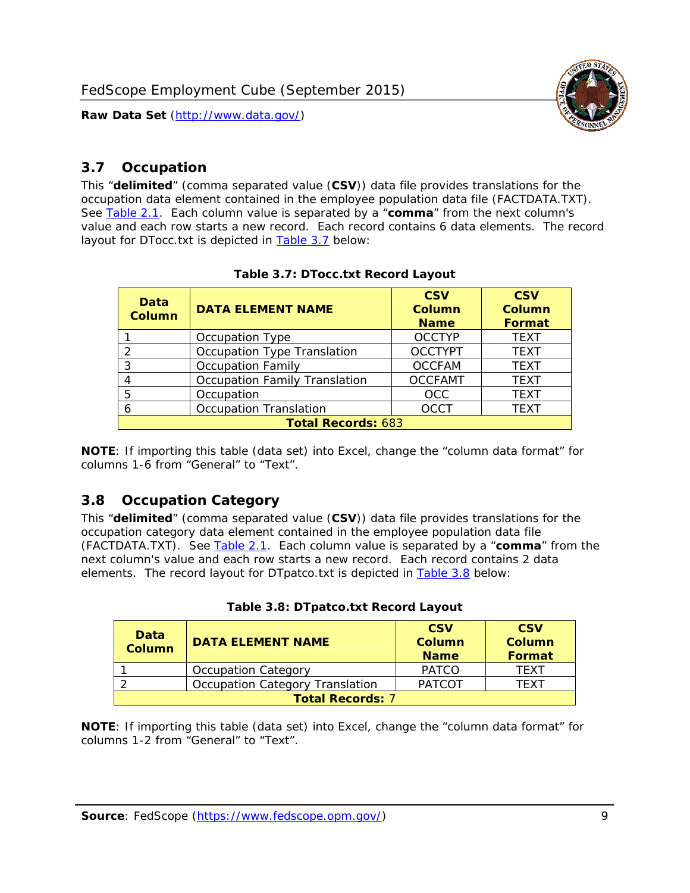## 3.7 Occupation

This “**delimited**” (comma separated value (**CSV**)) data file provides translations for the occupation data element contained in the employee population data file (FACTDATA.TXT). See Table 2.1. Each column value is separated by a “**comma**” from the next column's value and each row starts a new record. Each record contains 6 data elements. The record layout for DTocc.txt is depicted in Table 3.7 below:

**Table 3.7: DTocc.txt Record Layout**

| Data Column | DATA ELEMENT NAME | CSV Column Name | CSV Column Format |
|---|---|---|---|
| 1 | Occupation Type | OCCTYP | TEXT |
| 2 | Occupation Type Translation | OCCTYPT | TEXT |
| 3 | Occupation Family | OCCFAM | TEXT |
| 4 | Occupation Family Translation | OCCFAMT | TEXT |
| 5 | Occupation | OCC | TEXT |
| 6 | Occupation Translation | OCCT | TEXT |
| **Total Records:** 683 | | | |

**NOTE**: If importing this table (data set) into Excel, change the “column data format” for columns 1-6 from “General” to “Text”.

## 3.8 Occupation Category

This “**delimited**” (comma separated value (**CSV**)) data file provides translations for the occupation category data element contained in the employee population data file (FACTDATA.TXT). See Table 2.1. Each column value is separated by a “**comma**” from the next column's value and each row starts a new record. Each record contains 2 data elements. The record layout for DTpatco.txt is depicted in Table 3.8 below:

**Table 3.8: DTpatco.txt Record Layout**

| Data Column | DATA ELEMENT NAME | CSV Column Name | CSV Column Format |
|---|---|---|---|
| 1 | Occupation Category | PATCO | TEXT |
| 2 | Occupation Category Translation | PATCOT | TEXT |
| **Total Records:** 7 | | | |

**NOTE**: If importing this table (data set) into Excel, change the “column data format” for columns 1-2 from “General” to “Text”.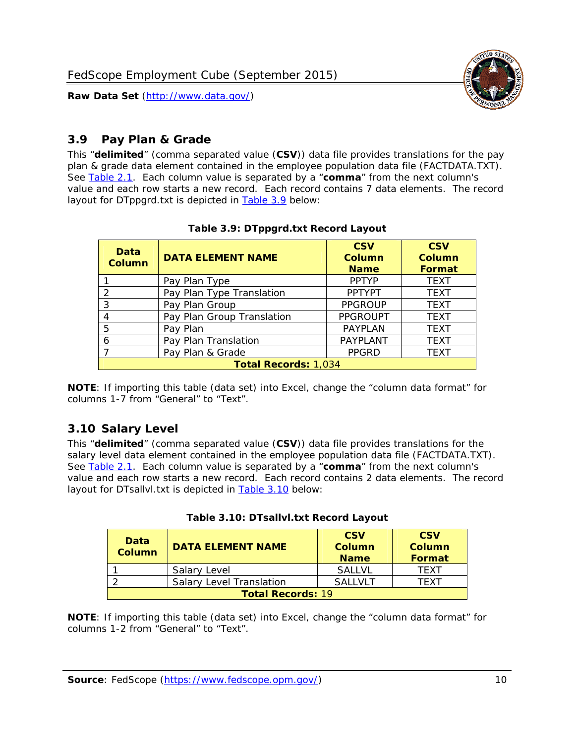## 3.9 Pay Plan & Grade

This "**delimited**" (comma separated value (**CSV**)) data file provides translations for the pay plan & grade data element contained in the employee population data file (FACTDATA.TXT). See Table 2.1. Each column value is separated by a "**comma**" from the next column's value and each row starts a new record. Each record contains 7 data elements. The record layout for DTppgrd.txt is depicted in Table 3.9 below:

**Table 3.9: DTppgrd.txt Record Layout**

| Data Column | DATA ELEMENT NAME | CSV Column Name | CSV Column Format |
|---|---|---|---|
| 1 | Pay Plan Type | PPTYP | TEXT |
| 2 | Pay Plan Type Translation | PPTYPT | TEXT |
| 3 | Pay Plan Group | PPGROUP | TEXT |
| 4 | Pay Plan Group Translation | PPGROUPT | TEXT |
| 5 | Pay Plan | PAYPLAN | TEXT |
| 6 | Pay Plan Translation | PAYPLANT | TEXT |
| 7 | Pay Plan & Grade | PPGRD | TEXT |
| **Total Records:** 1,034 | | | |

**NOTE**: If importing this table (data set) into Excel, change the "column data format" for columns 1-7 from "General" to "Text".

## 3.10 Salary Level

This "**delimited**" (comma separated value (**CSV**)) data file provides translations for the salary level data element contained in the employee population data file (FACTDATA.TXT). See Table 2.1. Each column value is separated by a "**comma**" from the next column's value and each row starts a new record. Each record contains 2 data elements. The record layout for DTsallvl.txt is depicted in Table 3.10 below:

**Table 3.10: DTsallvl.txt Record Layout**

| Data Column | DATA ELEMENT NAME | CSV Column Name | CSV Column Format |
|---|---|---|---|
| 1 | Salary Level | SALLVL | TEXT |
| 2 | Salary Level Translation | SALLVLT | TEXT |
| **Total Records:** 19 | | | |

**NOTE**: If importing this table (data set) into Excel, change the "column data format" for columns 1-2 from "General" to "Text".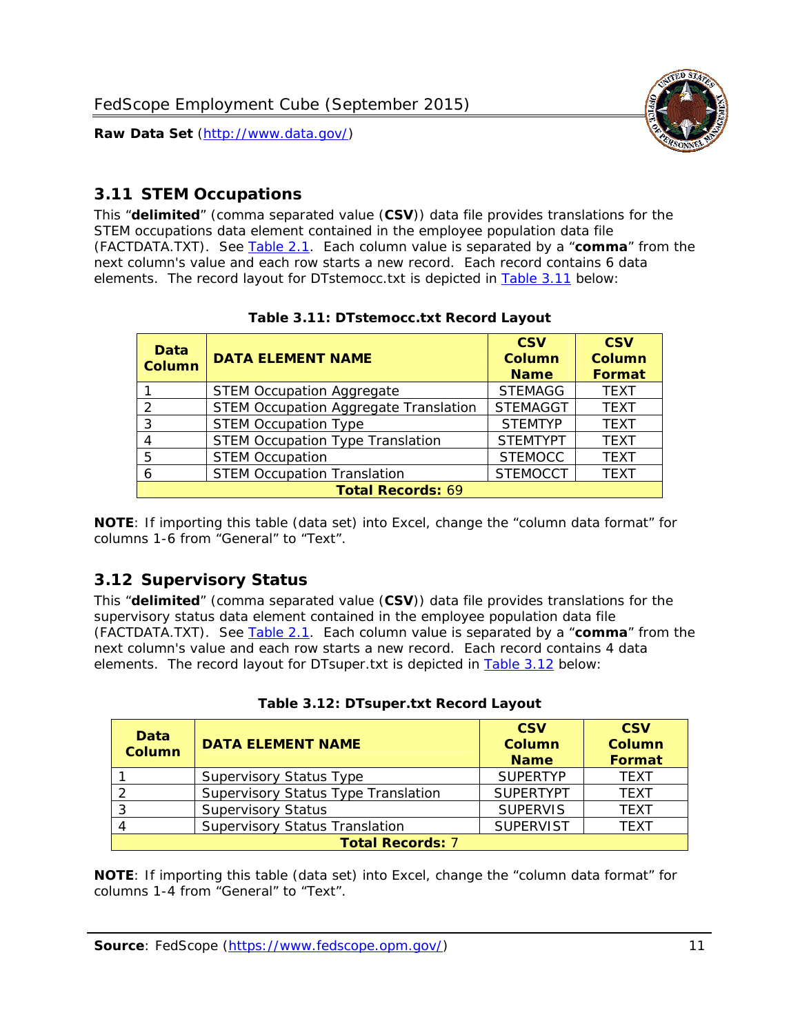## 3.11 STEM Occupations

This "**delimited**" (comma separated value (**CSV**)) data file provides translations for the STEM occupations data element contained in the employee population data file (FACTDATA.TXT). See Table 2.1. Each column value is separated by a "**comma**" from the next column's value and each row starts a new record. Each record contains 6 data elements. The record layout for DTstemocc.txt is depicted in Table 3.11 below:

**Table 3.11: DTstemocc.txt Record Layout**

| Data Column | DATA ELEMENT NAME | CSV Column Name | CSV Column Format |
|---|---|---|---|
| 1 | STEM Occupation Aggregate | STEMAGG | TEXT |
| 2 | STEM Occupation Aggregate Translation | STEMAGGT | TEXT |
| 3 | STEM Occupation Type | STEMTYP | TEXT |
| 4 | STEM Occupation Type Translation | STEMTYPT | TEXT |
| 5 | STEM Occupation | STEMOCC | TEXT |
| 6 | STEM Occupation Translation | STEMOCCT | TEXT |
| **Total Records:** 69 | | | |

**NOTE**: If importing this table (data set) into Excel, change the "column data format" for columns 1-6 from "General" to "Text".

## 3.12 Supervisory Status

This "**delimited**" (comma separated value (**CSV**)) data file provides translations for the supervisory status data element contained in the employee population data file (FACTDATA.TXT). See Table 2.1. Each column value is separated by a "**comma**" from the next column's value and each row starts a new record. Each record contains 4 data elements. The record layout for DTsuper.txt is depicted in Table 3.12 below:

**Table 3.12: DTsuper.txt Record Layout**

| Data Column | DATA ELEMENT NAME | CSV Column Name | CSV Column Format |
|---|---|---|---|
| 1 | Supervisory Status Type | SUPERTYP | TEXT |
| 2 | Supervisory Status Type Translation | SUPERTYPT | TEXT |
| 3 | Supervisory Status | SUPERVIS | TEXT |
| 4 | Supervisory Status Translation | SUPERVIST | TEXT |
| **Total Records:** 7 | | | |

**NOTE**: If importing this table (data set) into Excel, change the "column data format" for columns 1-4 from "General" to "Text".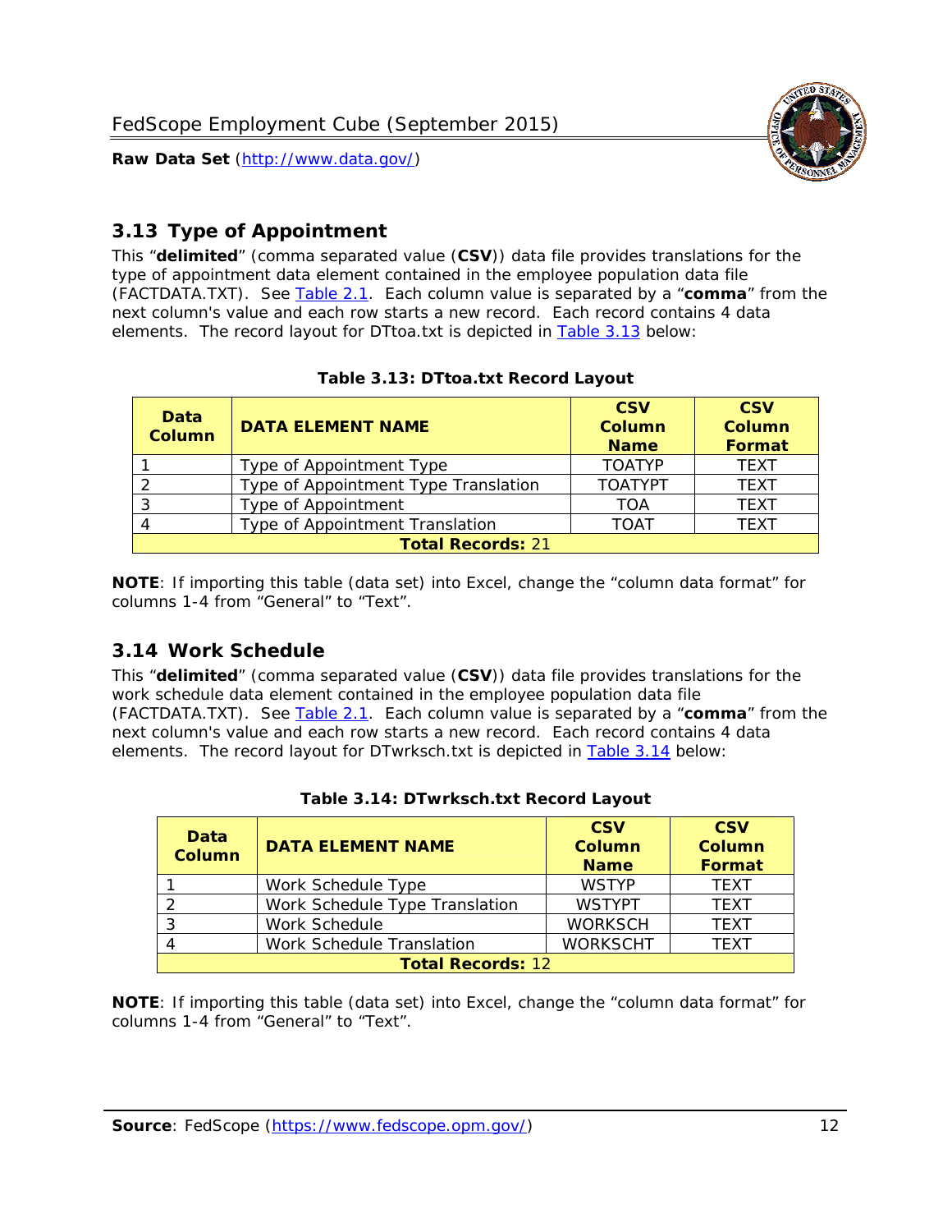## 3.13 Type of Appointment

This "**delimited**" (comma separated value (**CSV**)) data file provides translations for the type of appointment data element contained in the employee population data file (FACTDATA.TXT). See Table 2.1. Each column value is separated by a "**comma**" from the next column's value and each row starts a new record. Each record contains 4 data elements. The record layout for DTtoa.txt is depicted in Table 3.13 below:

**Table 3.13: DTtoa.txt Record Layout**

| Data Column | DATA ELEMENT NAME | CSV Column Name | CSV Column Format |
|---|---|---|---|
| 1 | Type of Appointment Type | TOATYP | TEXT |
| 2 | Type of Appointment Type Translation | TOATYPT | TEXT |
| 3 | Type of Appointment | TOA | TEXT |
| 4 | Type of Appointment Translation | TOAT | TEXT |
| **Total Records:** 21 | | | |

**NOTE**: If importing this table (data set) into Excel, change the "column data format" for columns 1-4 from "General" to "Text".

## 3.14 Work Schedule

This "**delimited**" (comma separated value (**CSV**)) data file provides translations for the work schedule data element contained in the employee population data file (FACTDATA.TXT). See Table 2.1. Each column value is separated by a "**comma**" from the next column's value and each row starts a new record. Each record contains 4 data elements. The record layout for DTwrksch.txt is depicted in Table 3.14 below:

**Table 3.14: DTwrksch.txt Record Layout**

| Data Column | DATA ELEMENT NAME | CSV Column Name | CSV Column Format |
|---|---|---|---|
| 1 | Work Schedule Type | WSTYP | TEXT |
| 2 | Work Schedule Type Translation | WSTYPT | TEXT |
| 3 | Work Schedule | WORKSCH | TEXT |
| 4 | Work Schedule Translation | WORKSCHT | TEXT |
| **Total Records:** 12 | | | |

**NOTE**: If importing this table (data set) into Excel, change the "column data format" for columns 1-4 from "General" to "Text".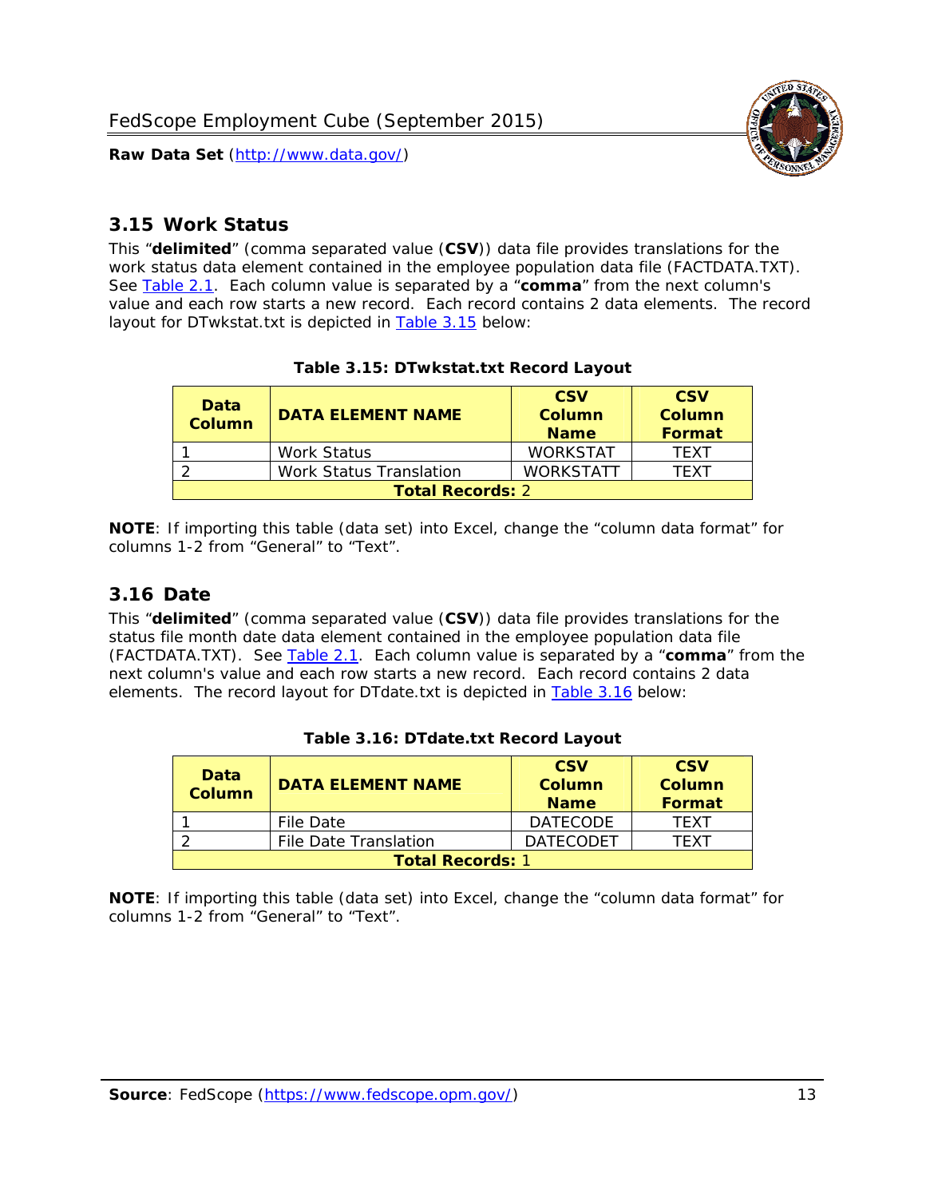## 3.15 Work Status

This "**delimited**" (comma separated value (**CSV**)) data file provides translations for the work status data element contained in the employee population data file (FACTDATA.TXT). See Table 2.1. Each column value is separated by a "**comma**" from the next column's value and each row starts a new record. Each record contains 2 data elements. The record layout for DTwkstat.txt is depicted in Table 3.15 below:

**Table 3.15: DTwkstat.txt Record Layout**

| Data Column | DATA ELEMENT NAME | CSV Column Name | CSV Column Format |
|---|---|---|---|
| 1 | Work Status | WORKSTAT | TEXT |
| 2 | Work Status Translation | WORKSTATT | TEXT |
| **Total Records:** 2 | | | |

**NOTE**: If importing this table (data set) into Excel, change the "column data format" for columns 1-2 from "General" to "Text".

## 3.16 Date

This "**delimited**" (comma separated value (**CSV**)) data file provides translations for the status file month date data element contained in the employee population data file (FACTDATA.TXT). See Table 2.1. Each column value is separated by a "**comma**" from the next column's value and each row starts a new record. Each record contains 2 data elements. The record layout for DTdate.txt is depicted in Table 3.16 below:

**Table 3.16: DTdate.txt Record Layout**

| Data Column | DATA ELEMENT NAME | CSV Column Name | CSV Column Format |
|---|---|---|---|
| 1 | File Date | DATECODE | TEXT |
| 2 | File Date Translation | DATECODET | TEXT |
| **Total Records:** 1 | | | |

**NOTE**: If importing this table (data set) into Excel, change the "column data format" for columns 1-2 from "General" to "Text".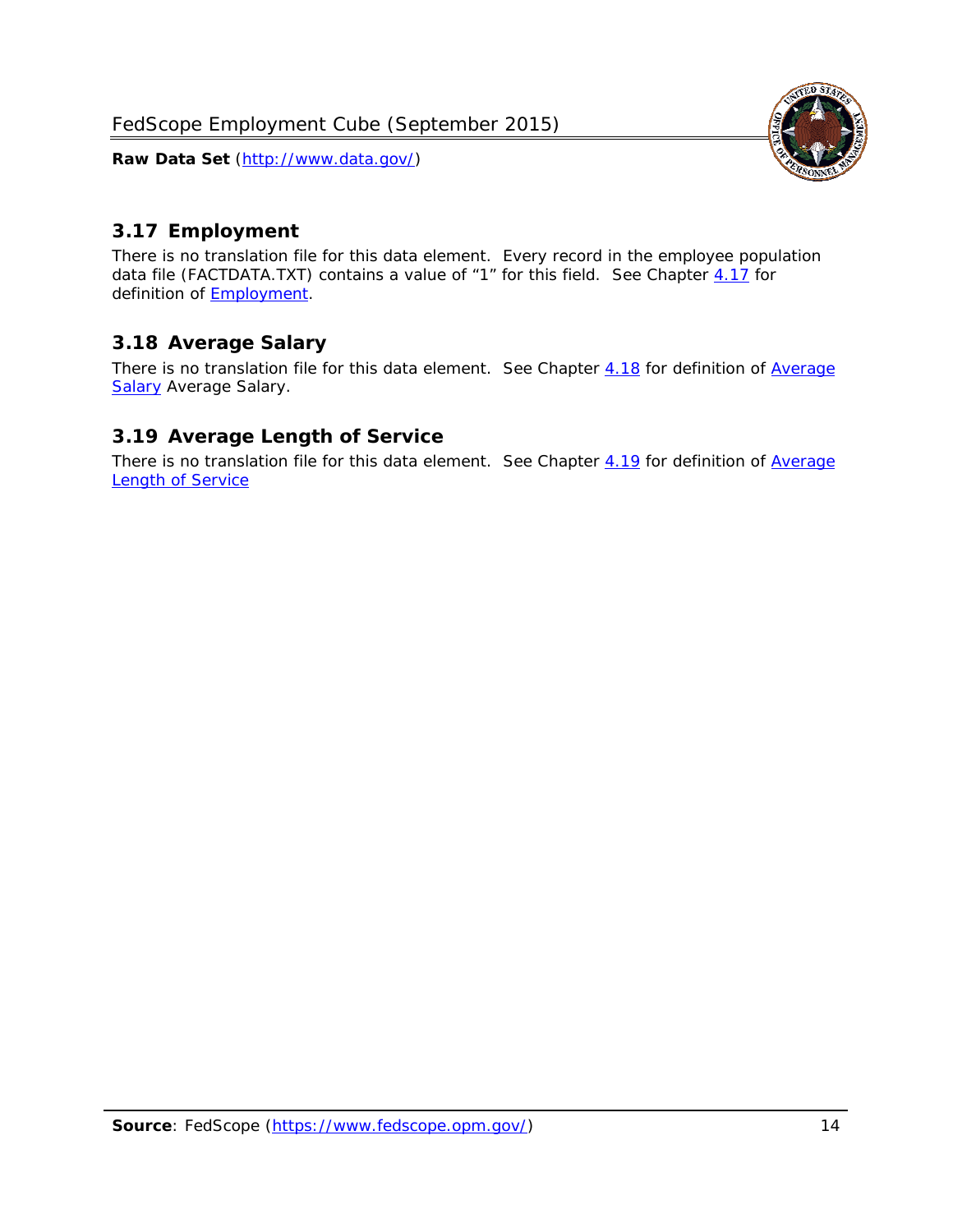## 3.17 Employment

There is no translation file for this data element. Every record in the employee population data file (FACTDATA.TXT) contains a value of "1" for this field. See Chapter 4.17 for definition of Employment.

## 3.18 Average Salary

There is no translation file for this data element. See Chapter 4.18 for definition of Average Salary Average Salary.

## 3.19 Average Length of Service

There is no translation file for this data element. See Chapter 4.19 for definition of Average Length of Service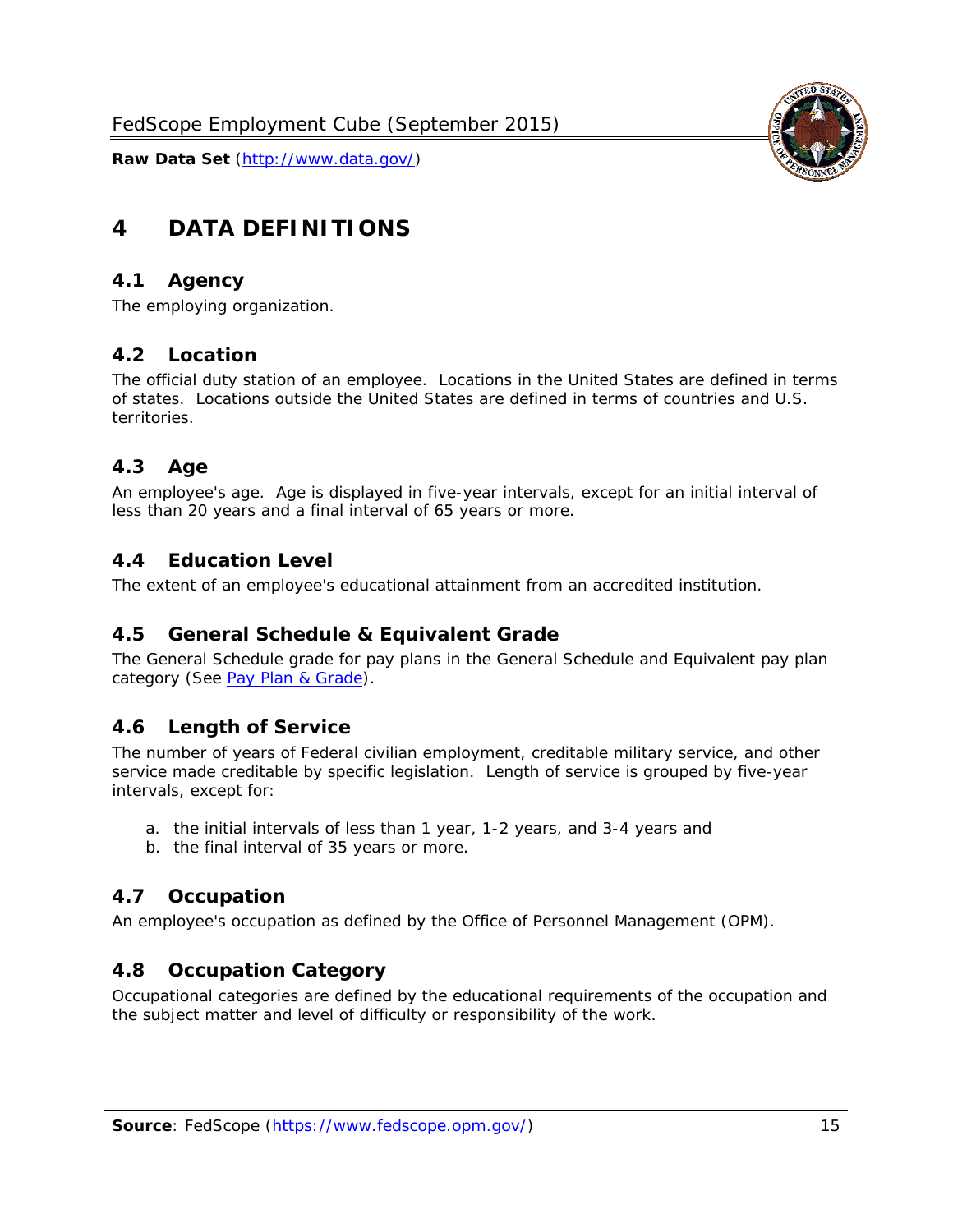# 4 DATA DEFINITIONS

## 4.1 Agency

The employing organization.

## 4.2 Location

The official duty station of an employee. Locations in the United States are defined in terms of states. Locations outside the United States are defined in terms of countries and U.S. territories.

## 4.3 Age

An employee's age. Age is displayed in five-year intervals, except for an initial interval of less than 20 years and a final interval of 65 years or more.

## 4.4 Education Level

The extent of an employee's educational attainment from an accredited institution.

## 4.5 General Schedule & Equivalent Grade

The General Schedule grade for pay plans in the General Schedule and Equivalent pay plan category (See Pay Plan & Grade).

## 4.6 Length of Service

The number of years of Federal civilian employment, creditable military service, and other service made creditable by specific legislation. Length of service is grouped by five-year intervals, except for:

a. the initial intervals of less than 1 year, 1-2 years, and 3-4 years and
b. the final interval of 35 years or more.

## 4.7 Occupation

An employee's occupation as defined by the Office of Personnel Management (OPM).

## 4.8 Occupation Category

Occupational categories are defined by the educational requirements of the occupation and the subject matter and level of difficulty or responsibility of the work.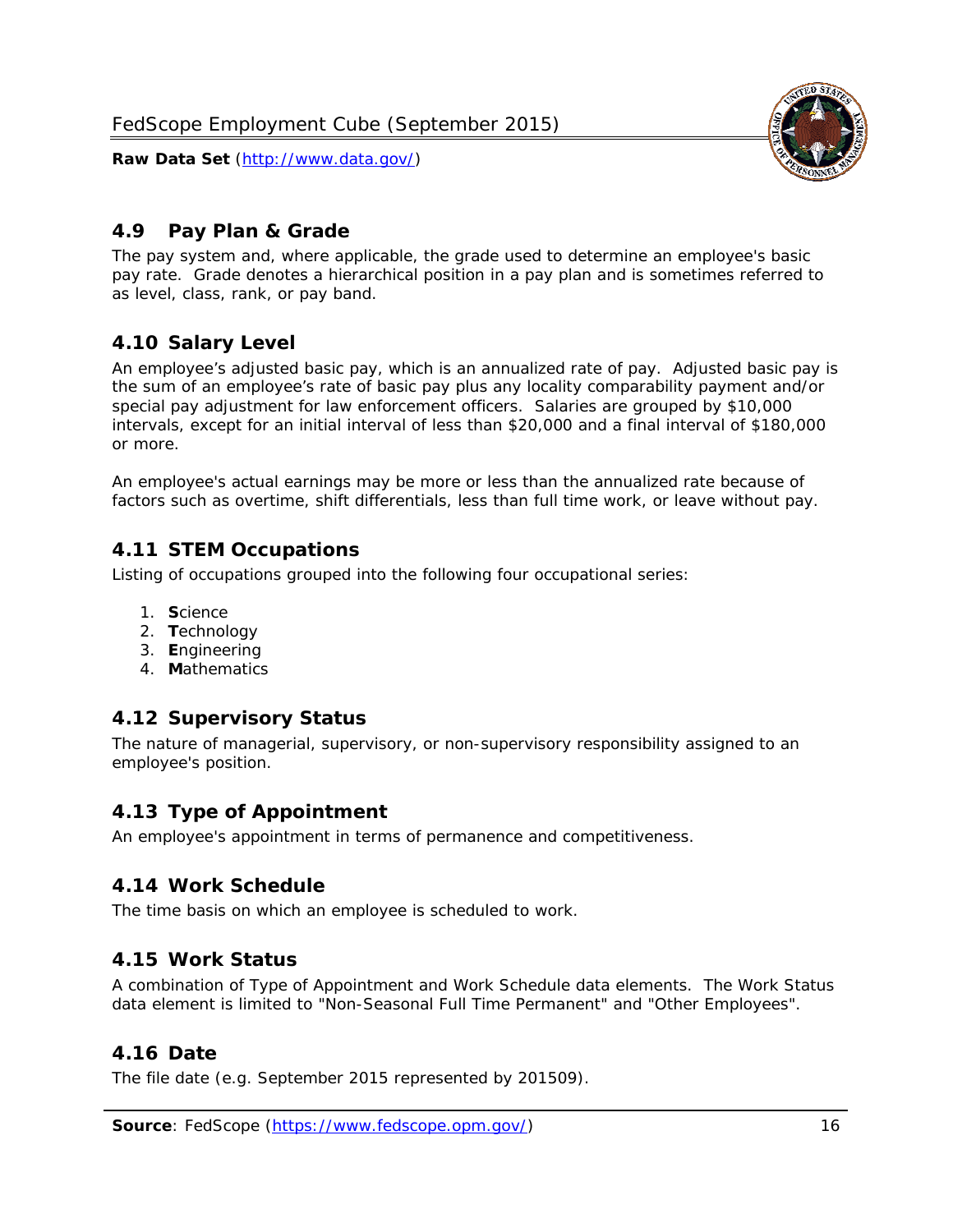## 4.9 Pay Plan & Grade

The pay system and, where applicable, the grade used to determine an employee's basic pay rate. Grade denotes a hierarchical position in a pay plan and is sometimes referred to as level, class, rank, or pay band.

## 4.10 Salary Level

An employee's adjusted basic pay, which is an annualized rate of pay. Adjusted basic pay is the sum of an employee's rate of basic pay plus any locality comparability payment and/or special pay adjustment for law enforcement officers. Salaries are grouped by $10,000 intervals, except for an initial interval of less than $20,000 and a final interval of $180,000 or more.

An employee's actual earnings may be more or less than the annualized rate because of factors such as overtime, shift differentials, less than full time work, or leave without pay.

## 4.11 STEM Occupations

Listing of occupations grouped into the following four occupational series:

1. **S**cience
2. **T**echnology
3. **E**ngineering
4. **M**athematics

## 4.12 Supervisory Status

The nature of managerial, supervisory, or non-supervisory responsibility assigned to an employee's position.

## 4.13 Type of Appointment

An employee's appointment in terms of permanence and competitiveness.

## 4.14 Work Schedule

The time basis on which an employee is scheduled to work.

## 4.15 Work Status

A combination of Type of Appointment and Work Schedule data elements. The Work Status data element is limited to "Non-Seasonal Full Time Permanent" and "Other Employees".

## 4.16 Date

The file date (e.g. September 2015 represented by 201509).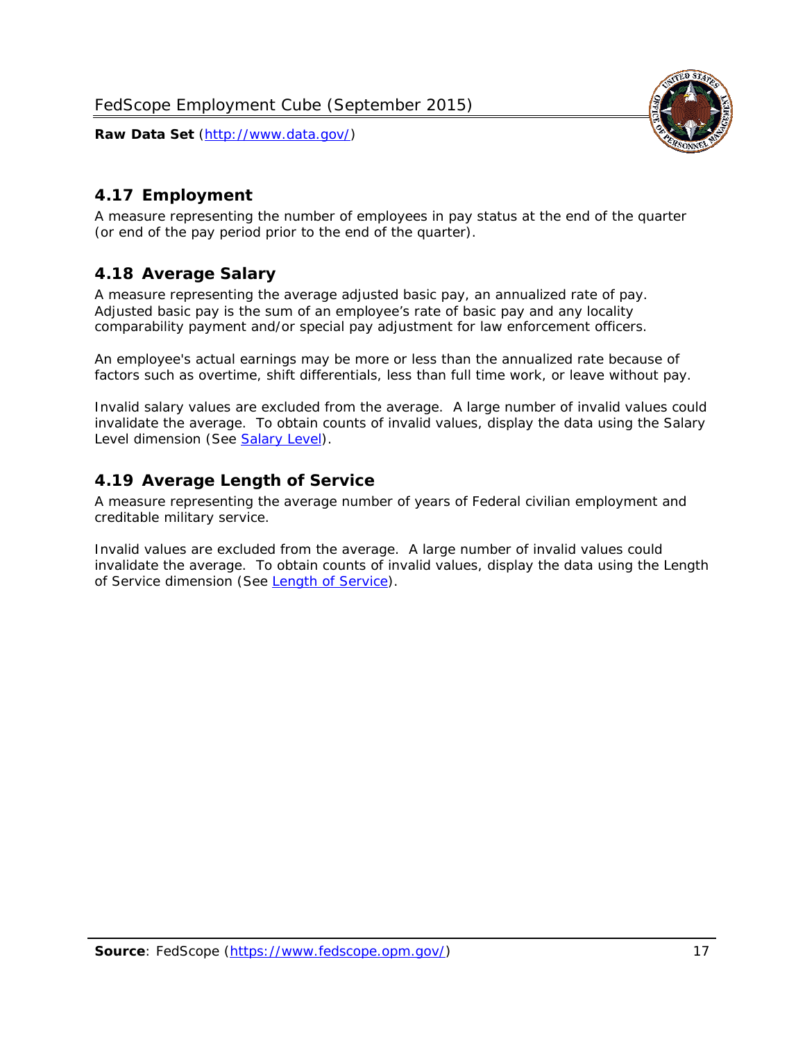## 4.17 Employment

A measure representing the number of employees in pay status at the end of the quarter (or end of the pay period prior to the end of the quarter).

## 4.18 Average Salary

A measure representing the average adjusted basic pay, an annualized rate of pay. Adjusted basic pay is the sum of an employee's rate of basic pay and any locality comparability payment and/or special pay adjustment for law enforcement officers.

An employee's actual earnings may be more or less than the annualized rate because of factors such as overtime, shift differentials, less than full time work, or leave without pay.

Invalid salary values are excluded from the average. A large number of invalid values could invalidate the average. To obtain counts of invalid values, display the data using the Salary Level dimension (See Salary Level).

## 4.19 Average Length of Service

A measure representing the average number of years of Federal civilian employment and creditable military service.

Invalid values are excluded from the average. A large number of invalid values could invalidate the average. To obtain counts of invalid values, display the data using the Length of Service dimension (See Length of Service).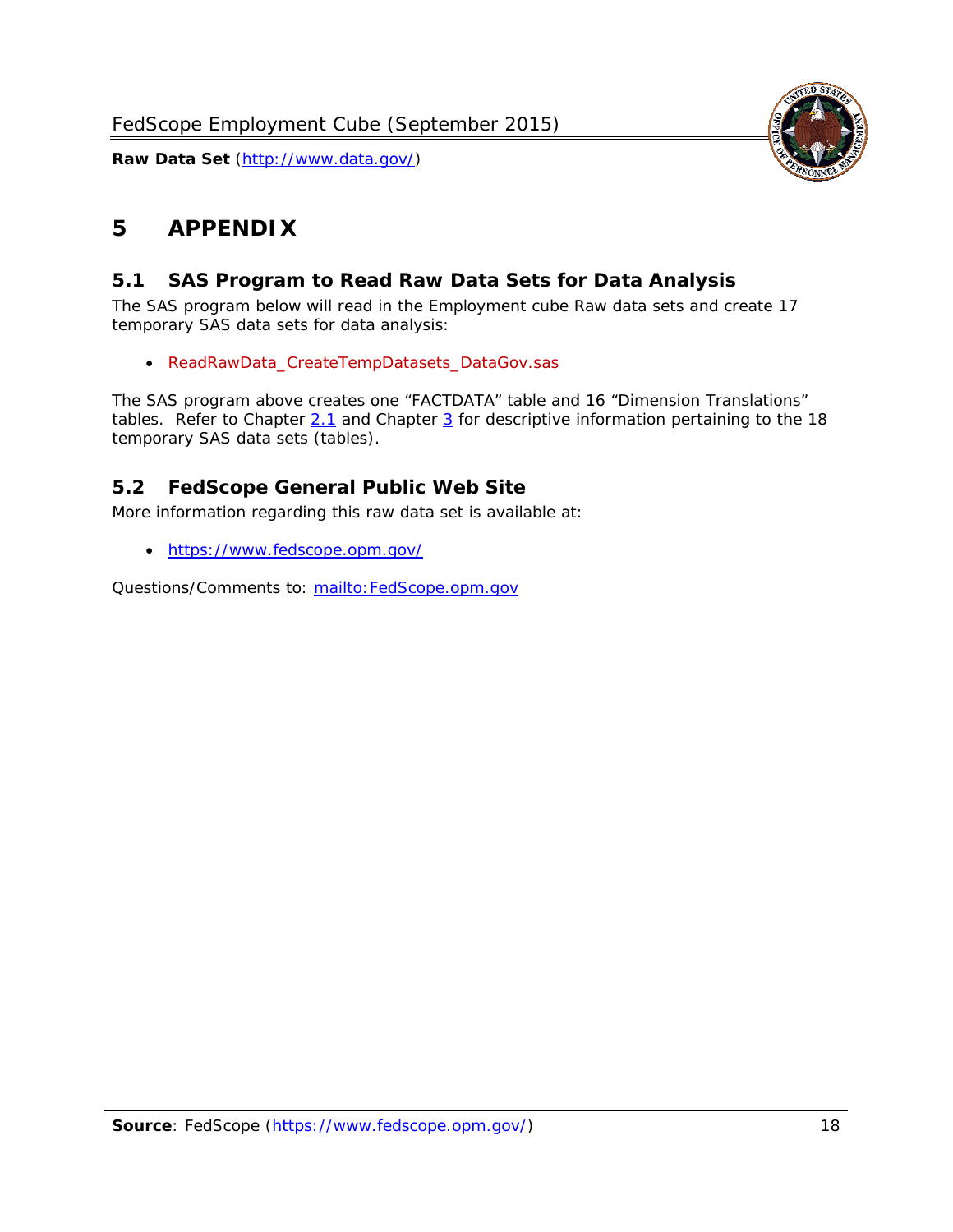# 5 APPENDIX

## 5.1 SAS Program to Read Raw Data Sets for Data Analysis

The SAS program below will read in the Employment cube Raw data sets and create 17 temporary SAS data sets for data analysis:

- ReadRawData_CreateTempDatasets_DataGov.sas

The SAS program above creates one "FACTDATA" table and 16 "Dimension Translations" tables. Refer to Chapter 2.1 and Chapter 3 for descriptive information pertaining to the 18 temporary SAS data sets (tables).

## 5.2 FedScope General Public Web Site

More information regarding this raw data set is available at:

- https://www.fedscope.opm.gov/

Questions/Comments to: mailto:FedScope.opm.gov